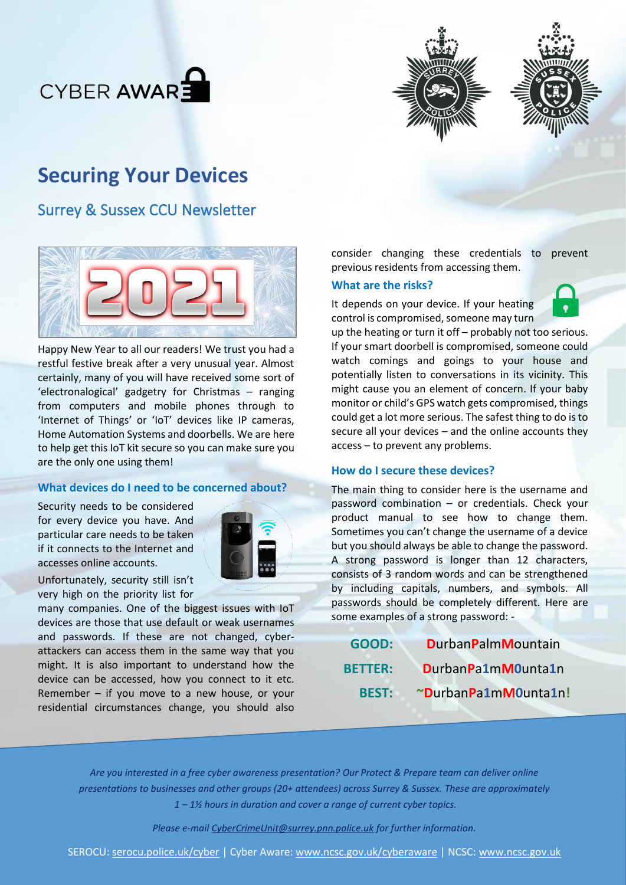CYBER AWARE

# Securing Your Devices

## Surrey & Sussex CCU Newsletter

Happy New Year to all our readers! We trust you had a restful festive break after a very unusual year. Almost certainly, many of you will have received some sort of 'electronalogical' gadgetry for Christmas – ranging from computers and mobile phones through to 'Internet of Things' or 'IoT' devices like IP cameras, Home Automation Systems and doorbells. We are here to help get this IoT kit secure so you can make sure you are the only one using them!

### What devices do I need to be concerned about?

Security needs to be considered for every device you have. And particular care needs to be taken if it connects to the Internet and accesses online accounts.

Unfortunately, security still isn't very high on the priority list for many companies. One of the biggest issues with IoT devices are those that use default or weak usernames and passwords. If these are not changed, cyber-attackers can access them in the same way that you might. It is also important to understand how the device can be accessed, how you connect to it etc. Remember – if you move to a new house, or your residential circumstances change, you should also consider changing these credentials to prevent previous residents from accessing them.

### What are the risks?

It depends on your device. If your heating control is compromised, someone may turn up the heating or turn it off – probably not too serious. If your smart doorbell is compromised, someone could watch comings and goings to your house and potentially listen to conversations in its vicinity. This might cause you an element of concern. If your baby monitor or child's GPS watch gets compromised, things could get a lot more serious. The safest thing to do is to secure all your devices – and the online accounts they access – to prevent any problems.

### How do I secure these devices?

The main thing to consider here is the username and password combination – or credentials. Check your product manual to see how to change them. Sometimes you can't change the username of a device but you should always be able to change the password. A strong password is longer than 12 characters, consists of 3 random words and can be strengthened by including capitals, numbers, and symbols. All passwords should be completely different. Here are some examples of a strong password: -

| | |
|---|---|
| **GOOD:** | DurbanPalmMountain |
| **BETTER:** | DurbanPa1mM0unta1n |
| **BEST:** | ~DurbanPa1mM0unta1n! |

*Are you interested in a free cyber awareness presentation? Our Protect & Prepare team can deliver online presentations to businesses and other groups (20+ attendees) across Surrey & Sussex. These are approximately 1 – 1½ hours in duration and cover a range of current cyber topics.*

*Please e-mail CyberCrimeUnit@surrey.pnn.police.uk for further information.*

SEROCU: serocu.police.uk/cyber | Cyber Aware: www.ncsc.gov.uk/cyberaware | NCSC: www.ncsc.gov.uk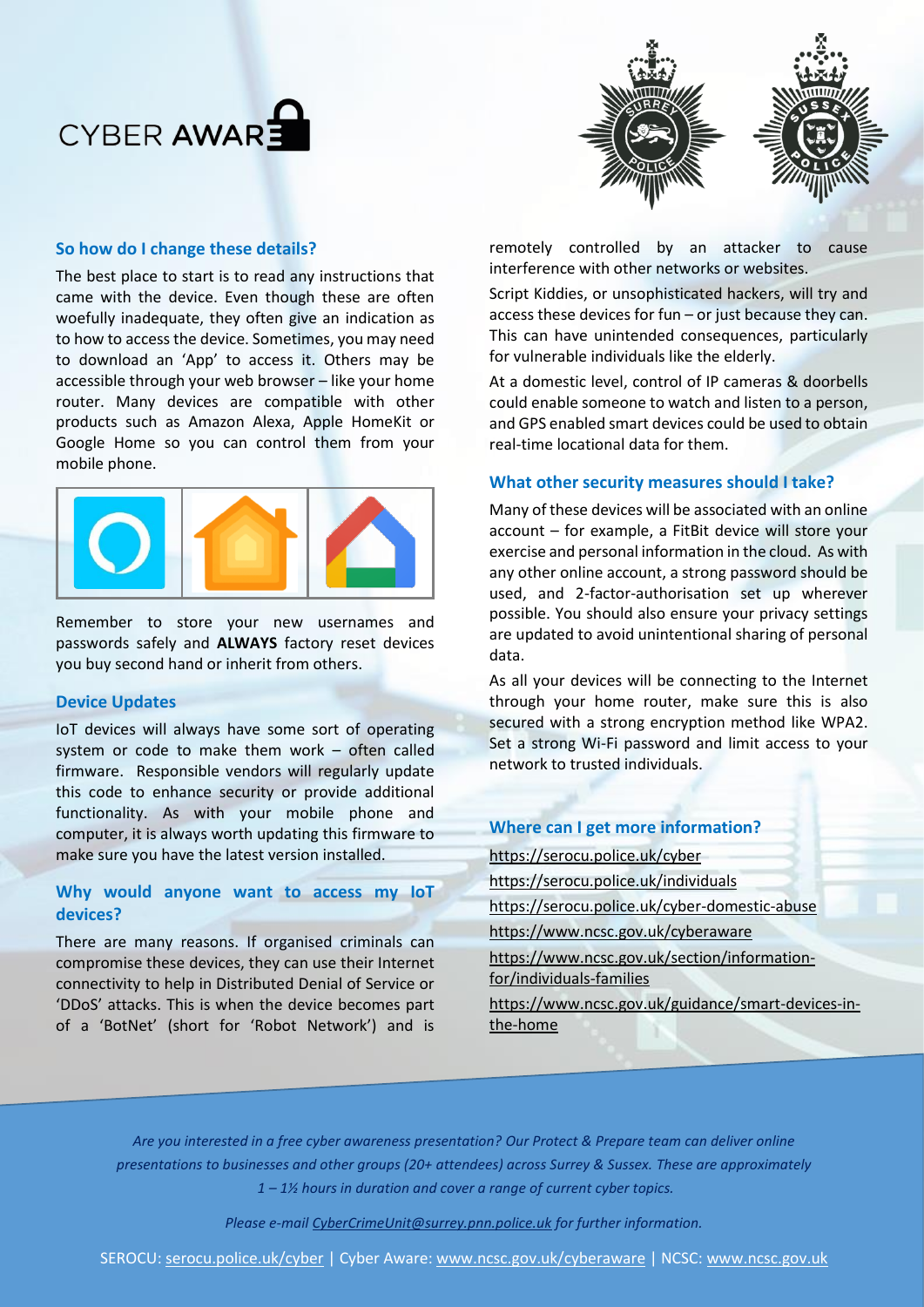CYBER AWARE

## So how do I change these details?

The best place to start is to read any instructions that came with the device. Even though these are often woefully inadequate, they often give an indication as to how to access the device. Sometimes, you may need to download an 'App' to access it. Others may be accessible through your web browser – like your home router. Many devices are compatible with other products such as Amazon Alexa, Apple HomeKit or Google Home so you can control them from your mobile phone.

Remember to store your new usernames and passwords safely and **ALWAYS** factory reset devices you buy second hand or inherit from others.

## Device Updates

IoT devices will always have some sort of operating system or code to make them work – often called firmware. Responsible vendors will regularly update this code to enhance security or provide additional functionality. As with your mobile phone and computer, it is always worth updating this firmware to make sure you have the latest version installed.

## Why would anyone want to access my IoT devices?

There are many reasons. If organised criminals can compromise these devices, they can use their Internet connectivity to help in Distributed Denial of Service or 'DDoS' attacks. This is when the device becomes part of a 'BotNet' (short for 'Robot Network') and is remotely controlled by an attacker to cause interference with other networks or websites.

Script Kiddies, or unsophisticated hackers, will try and access these devices for fun – or just because they can. This can have unintended consequences, particularly for vulnerable individuals like the elderly.

At a domestic level, control of IP cameras & doorbells could enable someone to watch and listen to a person, and GPS enabled smart devices could be used to obtain real-time locational data for them.

## What other security measures should I take?

Many of these devices will be associated with an online account – for example, a FitBit device will store your exercise and personal information in the cloud. As with any other online account, a strong password should be used, and 2-factor-authorisation set up wherever possible. You should also ensure your privacy settings are updated to avoid unintentional sharing of personal data.

As all your devices will be connecting to the Internet through your home router, make sure this is also secured with a strong encryption method like WPA2. Set a strong Wi-Fi password and limit access to your network to trusted individuals.

## Where can I get more information?

https://serocu.police.uk/cyber

https://serocu.police.uk/individuals

https://serocu.police.uk/cyber-domestic-abuse

https://www.ncsc.gov.uk/cyberaware

https://www.ncsc.gov.uk/section/information-for/individuals-families

https://www.ncsc.gov.uk/guidance/smart-devices-in-the-home

*Are you interested in a free cyber awareness presentation? Our Protect & Prepare team can deliver online presentations to businesses and other groups (20+ attendees) across Surrey & Sussex. These are approximately 1 – 1½ hours in duration and cover a range of current cyber topics.*

*Please e-mail CyberCrimeUnit@surrey.pnn.police.uk for further information.*

SEROCU: serocu.police.uk/cyber | Cyber Aware: www.ncsc.gov.uk/cyberaware | NCSC: www.ncsc.gov.uk